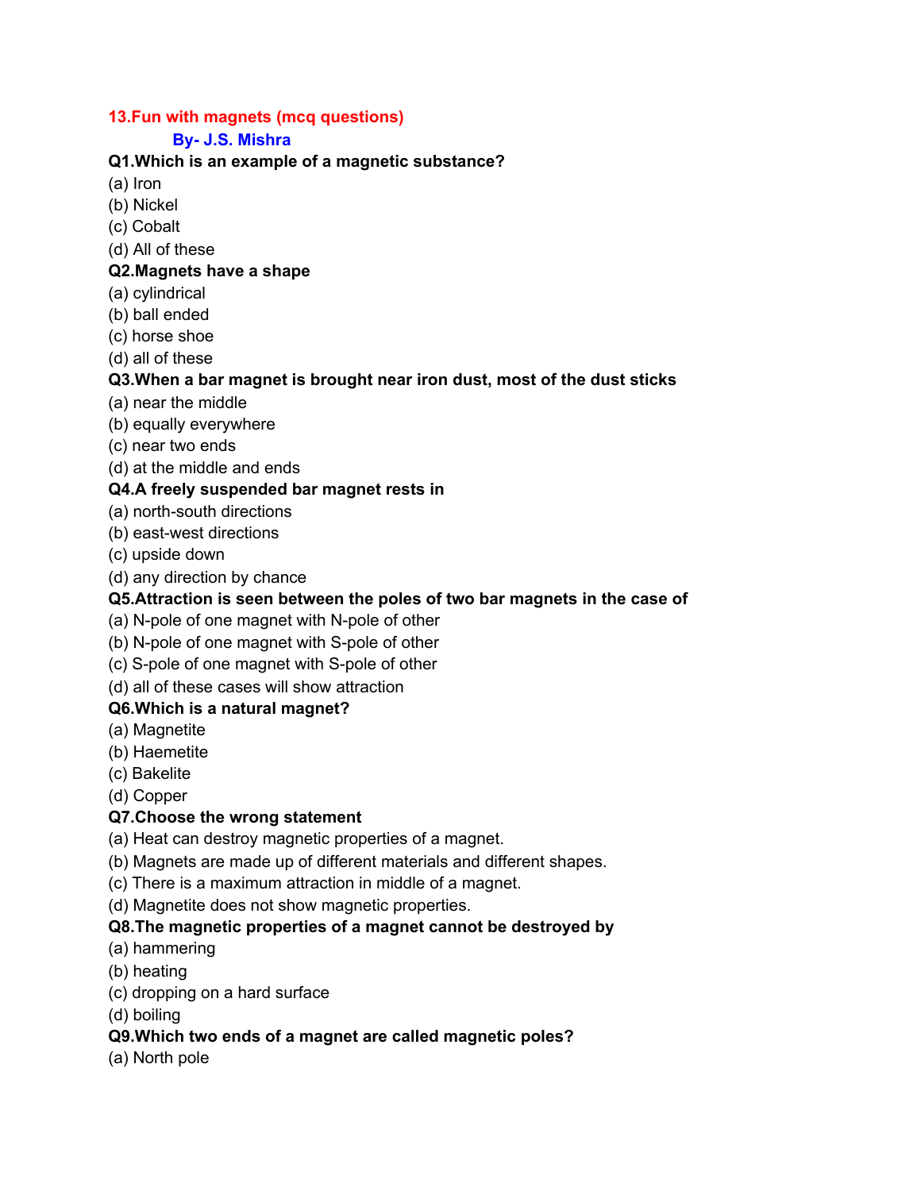# 13.Fun with magnets (mcq questions)

**By- J.S. Mishra**

**Q1.Which is an example of a magnetic substance?**

(a) Iron
(b) Nickel
(c) Cobalt
(d) All of these

**Q2.Magnets have a shape**

(a) cylindrical
(b) ball ended
(c) horse shoe
(d) all of these

**Q3.When a bar magnet is brought near iron dust, most of the dust sticks**

(a) near the middle
(b) equally everywhere
(c) near two ends
(d) at the middle and ends

**Q4.A freely suspended bar magnet rests in**

(a) north-south directions
(b) east-west directions
(c) upside down
(d) any direction by chance

**Q5.Attraction is seen between the poles of two bar magnets in the case of**

(a) N-pole of one magnet with N-pole of other
(b) N-pole of one magnet with S-pole of other
(c) S-pole of one magnet with S-pole of other
(d) all of these cases will show attraction

**Q6.Which is a natural magnet?**

(a) Magnetite
(b) Haemetite
(c) Bakelite
(d) Copper

**Q7.Choose the wrong statement**

(a) Heat can destroy magnetic properties of a magnet.
(b) Magnets are made up of different materials and different shapes.
(c) There is a maximum attraction in middle of a magnet.
(d) Magnetite does not show magnetic properties.

**Q8.The magnetic properties of a magnet cannot be destroyed by**

(a) hammering
(b) heating
(c) dropping on a hard surface
(d) boiling

**Q9.Which two ends of a magnet are called magnetic poles?**

(a) North pole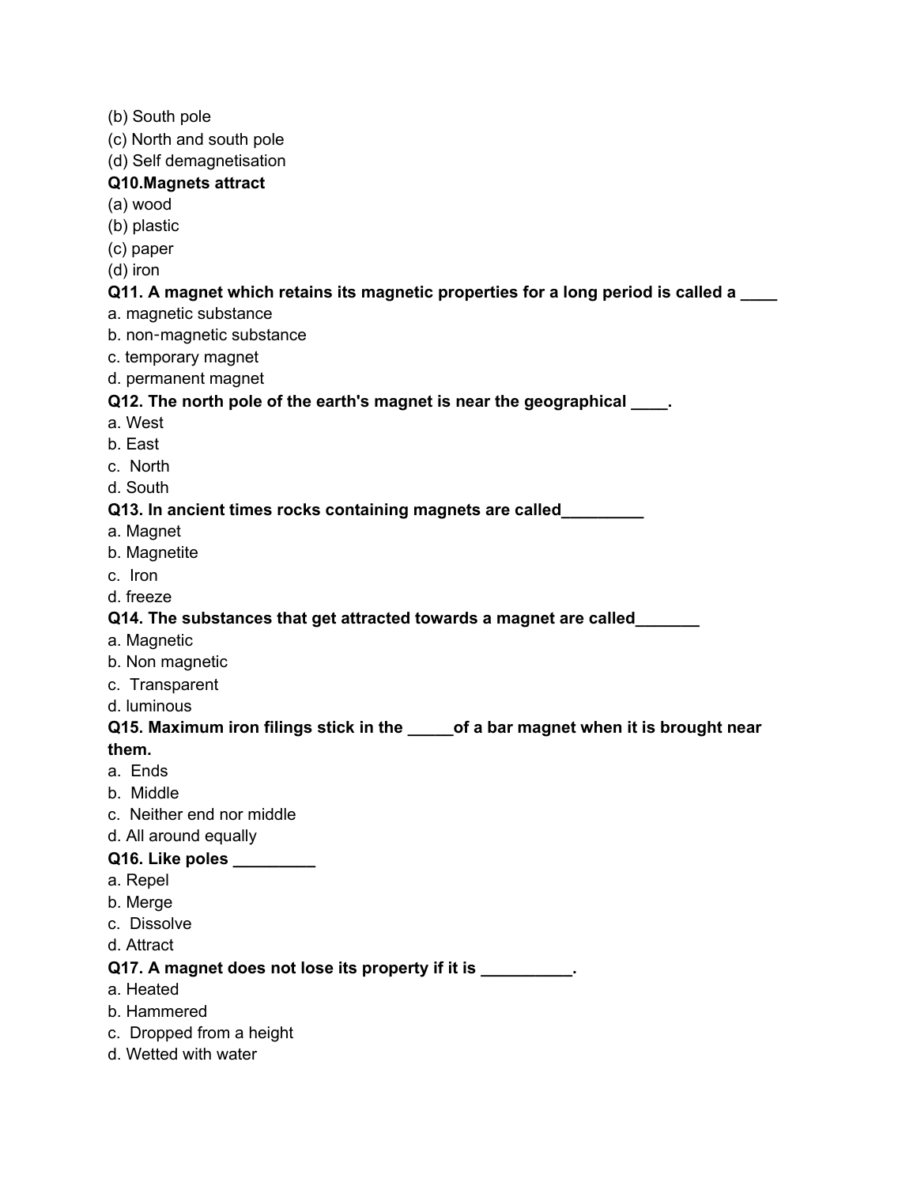(b) South pole

(c) North and south pole

(d) Self demagnetisation

**Q10.Magnets attract**

(a) wood

(b) plastic

(c) paper

(d) iron

**Q11. A magnet which retains its magnetic properties for a long period is called a ____**

a. magnetic substance

b. non-magnetic substance

c. temporary magnet

d. permanent magnet

**Q12. The north pole of the earth's magnet is near the geographical ____.**

a. West

b. East

c. North

d. South

**Q13. In ancient times rocks containing magnets are called_________**

a. Magnet

b. Magnetite

c. Iron

d. freeze

**Q14. The substances that get attracted towards a magnet are called_______**

a. Magnetic

b. Non magnetic

c. Transparent

d. luminous

**Q15. Maximum iron filings stick in the _____of a bar magnet when it is brought near them.**

a. Ends

b. Middle

c. Neither end nor middle

d. All around equally

**Q16. Like poles _________**

a. Repel

b. Merge

c. Dissolve

d. Attract

**Q17. A magnet does not lose its property if it is __________.**

a. Heated

b. Hammered

c. Dropped from a height

d. Wetted with water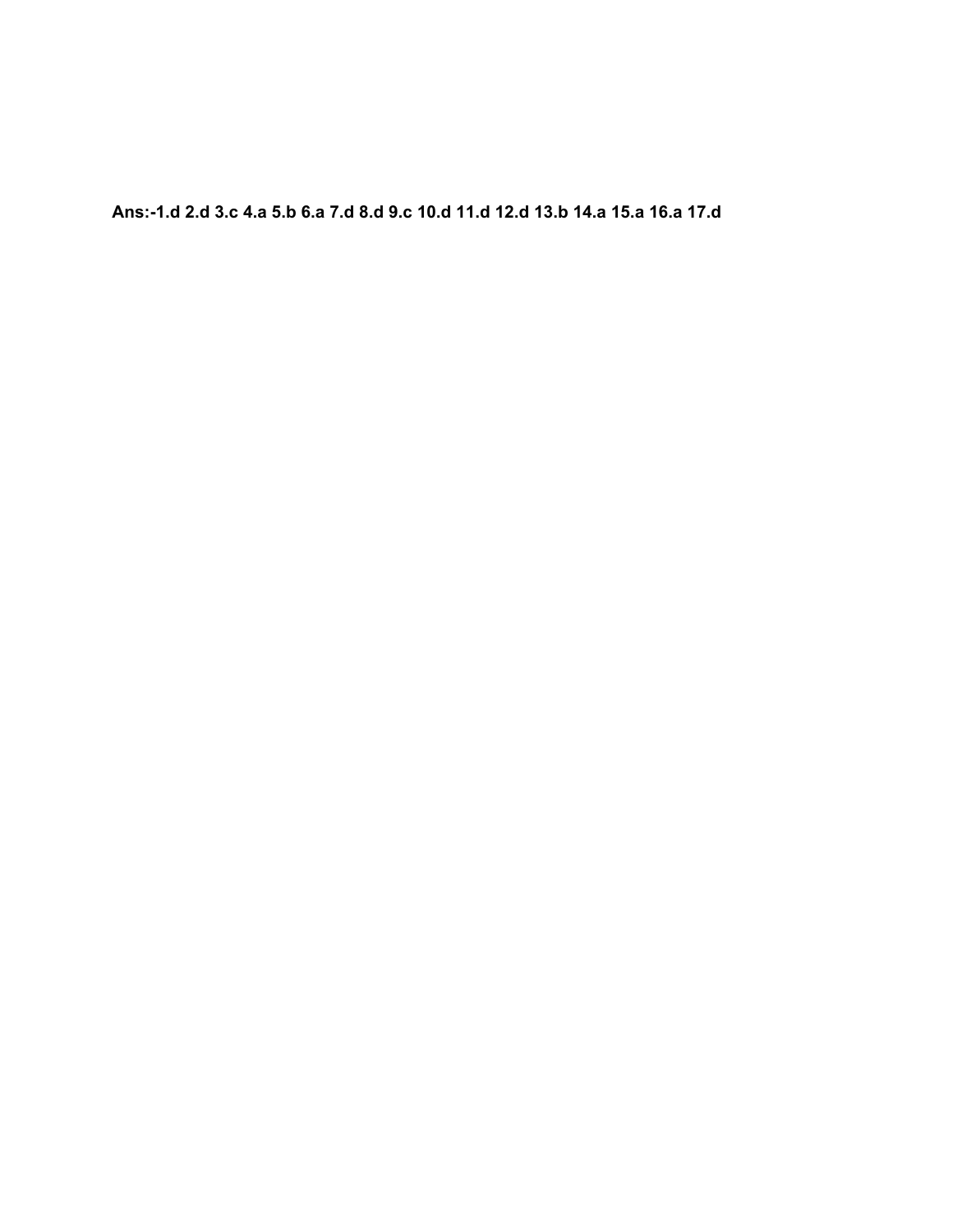**Ans:-1.d 2.d 3.c 4.a 5.b 6.a 7.d 8.d 9.c 10.d 11.d 12.d 13.b 14.a 15.a 16.a 17.d**